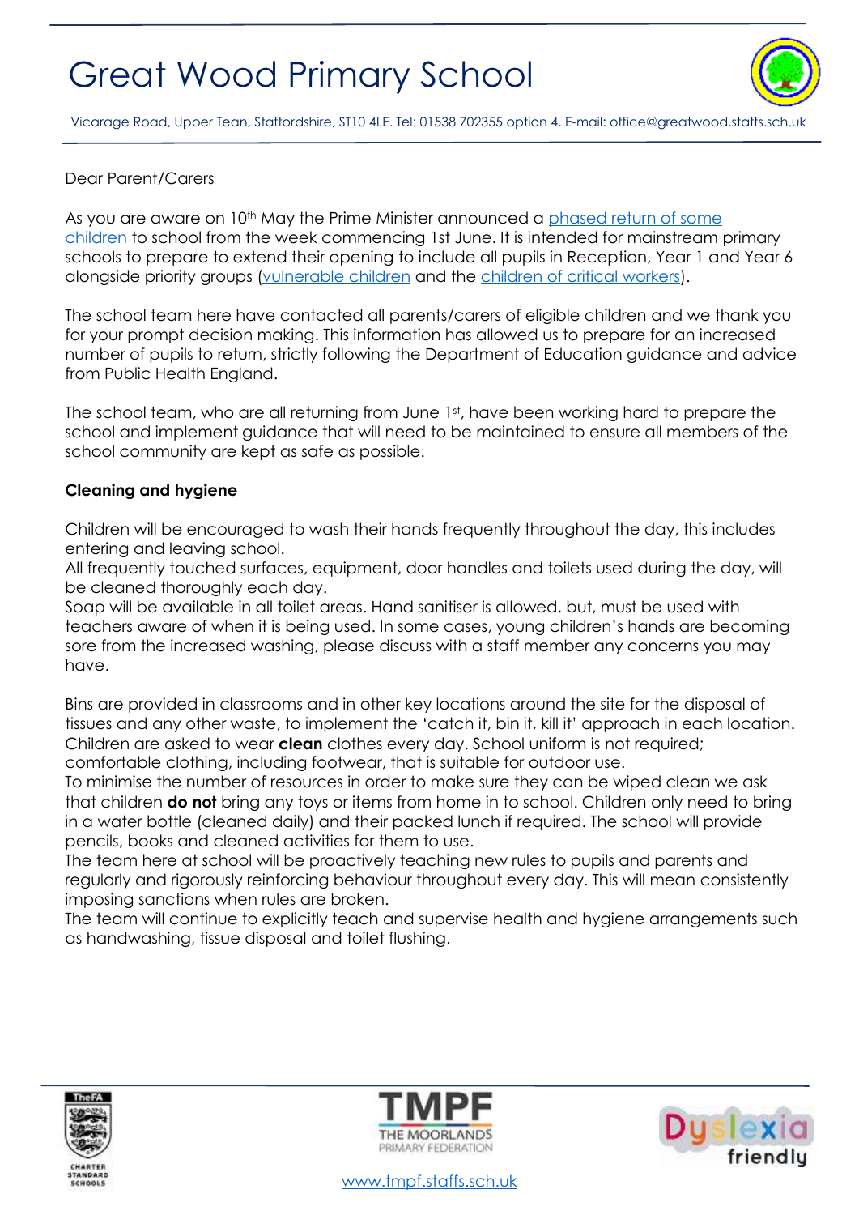# Great Wood Primary School

Vicarage Road, Upper Tean, Staffordshire, ST10 4LE. Tel: 01538 702355 option 4. E-mail: office@greatwood.staffs.sch.uk

Dear Parent/Carers

As you are aware on 10th May the Prime Minister announced a phased return of some children to school from the week commencing 1st June. It is intended for mainstream primary schools to prepare to extend their opening to include all pupils in Reception, Year 1 and Year 6 alongside priority groups (vulnerable children and the children of critical workers).

The school team here have contacted all parents/carers of eligible children and we thank you for your prompt decision making. This information has allowed us to prepare for an increased number of pupils to return, strictly following the Department of Education guidance and advice from Public Health England.

The school team, who are all returning from June 1st, have been working hard to prepare the school and implement guidance that will need to be maintained to ensure all members of the school community are kept as safe as possible.

**Cleaning and hygiene**

Children will be encouraged to wash their hands frequently throughout the day, this includes entering and leaving school.
All frequently touched surfaces, equipment, door handles and toilets used during the day, will be cleaned thoroughly each day.
Soap will be available in all toilet areas. Hand sanitiser is allowed, but, must be used with teachers aware of when it is being used. In some cases, young children's hands are becoming sore from the increased washing, please discuss with a staff member any concerns you may have.

Bins are provided in classrooms and in other key locations around the site for the disposal of tissues and any other waste, to implement the 'catch it, bin it, kill it' approach in each location.
Children are asked to wear **clean** clothes every day. School uniform is not required; comfortable clothing, including footwear, that is suitable for outdoor use.
To minimise the number of resources in order to make sure they can be wiped clean we ask that children **do not** bring any toys or items from home in to school. Children only need to bring in a water bottle (cleaned daily) and their packed lunch if required. The school will provide pencils, books and cleaned activities for them to use.
The team here at school will be proactively teaching new rules to pupils and parents and regularly and rigorously reinforcing behaviour throughout every day. This will mean consistently imposing sanctions when rules are broken.
The team will continue to explicitly teach and supervise health and hygiene arrangements such as handwashing, tissue disposal and toilet flushing.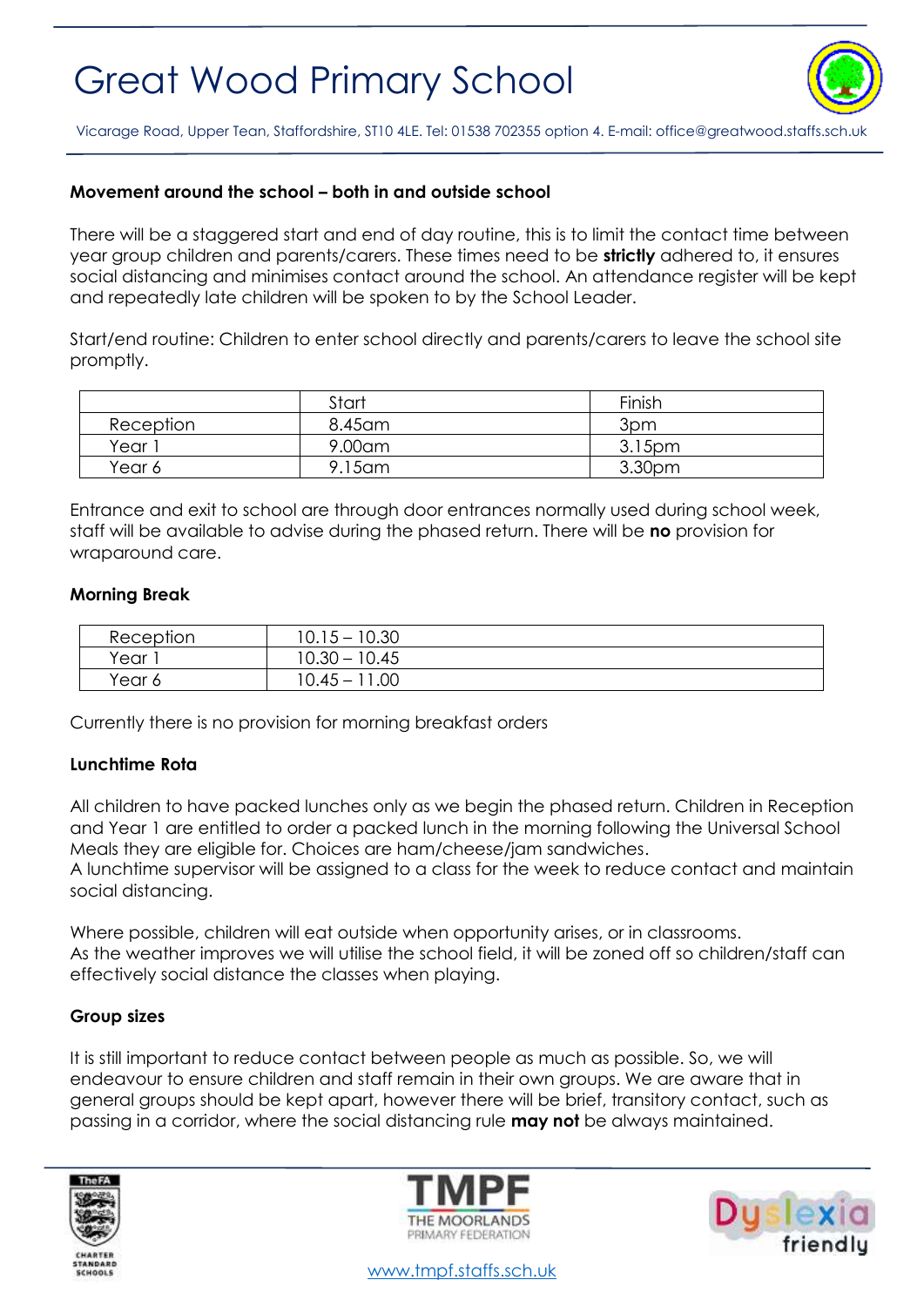# Great Wood Primary School

Vicarage Road, Upper Tean, Staffordshire, ST10 4LE. Tel: 01538 702355 option 4. E-mail: office@greatwood.staffs.sch.uk

**Movement around the school – both in and outside school**

There will be a staggered start and end of day routine, this is to limit the contact time between year group children and parents/carers. These times need to be **strictly** adhered to, it ensures social distancing and minimises contact around the school. An attendance register will be kept and repeatedly late children will be spoken to by the School Leader.

Start/end routine: Children to enter school directly and parents/carers to leave the school site promptly.

| | Start | Finish |
|---|---|---|
| Reception | 8.45am | 3pm |
| Year 1 | 9.00am | 3.15pm |
| Year 6 | 9.15am | 3.30pm |

Entrance and exit to school are through door entrances normally used during school week, staff will be available to advise during the phased return. There will be **no** provision for wraparound care.

**Morning Break**

| | |
|---|---|
| Reception | 10.15 – 10.30 |
| Year 1 | 10.30 – 10.45 |
| Year 6 | 10.45 – 11.00 |

Currently there is no provision for morning breakfast orders

**Lunchtime Rota**

All children to have packed lunches only as we begin the phased return. Children in Reception and Year 1 are entitled to order a packed lunch in the morning following the Universal School Meals they are eligible for. Choices are ham/cheese/jam sandwiches.
A lunchtime supervisor will be assigned to a class for the week to reduce contact and maintain social distancing.

Where possible, children will eat outside when opportunity arises, or in classrooms.
As the weather improves we will utilise the school field, it will be zoned off so children/staff can effectively social distance the classes when playing.

**Group sizes**

It is still important to reduce contact between people as much as possible. So, we will endeavour to ensure children and staff remain in their own groups. We are aware that in general groups should be kept apart, however there will be brief, transitory contact, such as passing in a corridor, where the social distancing rule **may not** be always maintained.

www.tmpf.staffs.sch.uk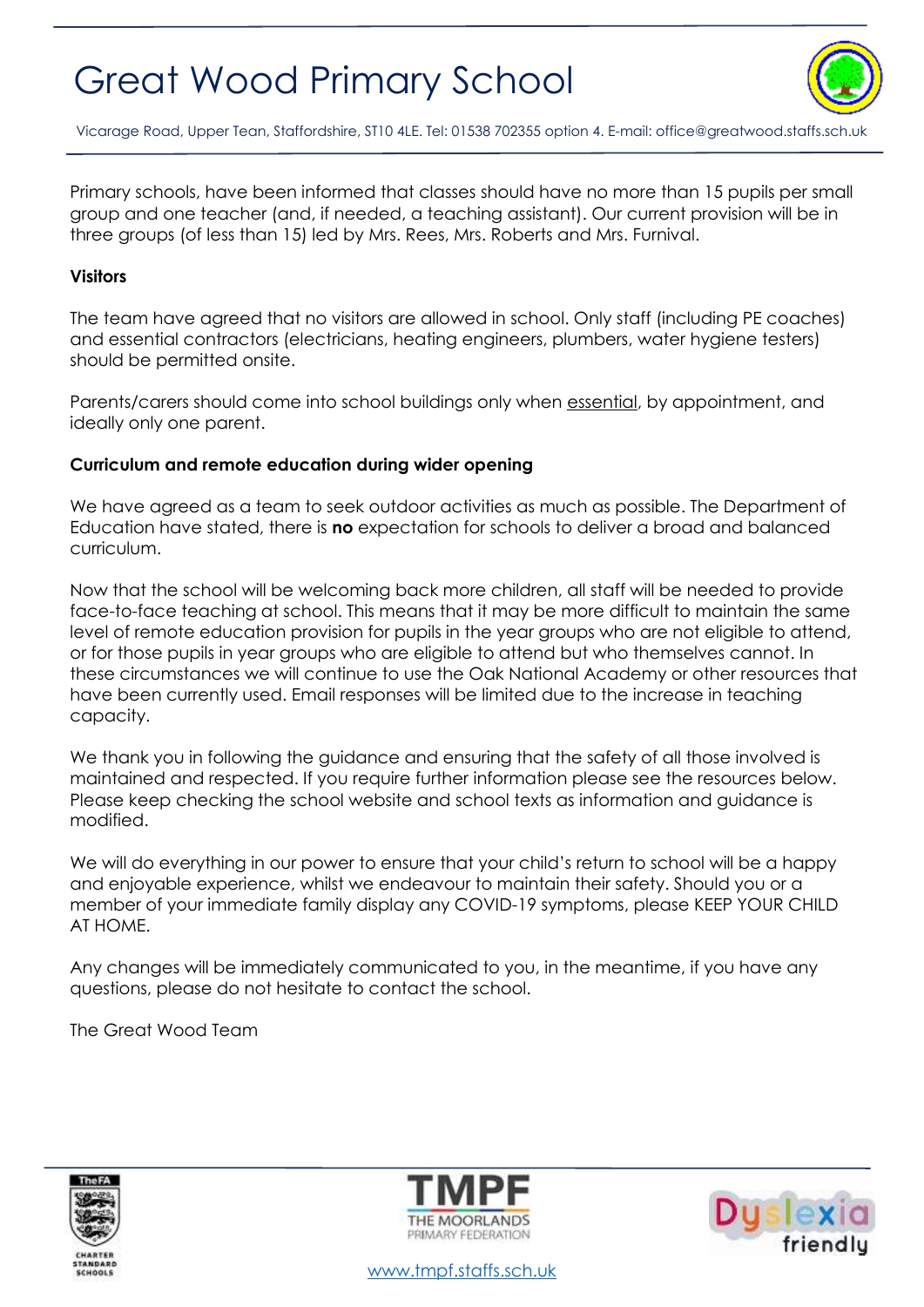Primary schools, have been informed that classes should have no more than 15 pupils per small group and one teacher (and, if needed, a teaching assistant). Our current provision will be in three groups (of less than 15) led by Mrs. Rees, Mrs. Roberts and Mrs. Furnival.

**Visitors**

The team have agreed that no visitors are allowed in school. Only staff (including PE coaches) and essential contractors (electricians, heating engineers, plumbers, water hygiene testers) should be permitted onsite.

Parents/carers should come into school buildings only when essential, by appointment, and ideally only one parent.

**Curriculum and remote education during wider opening**

We have agreed as a team to seek outdoor activities as much as possible. The Department of Education have stated, there is **no** expectation for schools to deliver a broad and balanced curriculum.

Now that the school will be welcoming back more children, all staff will be needed to provide face-to-face teaching at school. This means that it may be more difficult to maintain the same level of remote education provision for pupils in the year groups who are not eligible to attend, or for those pupils in year groups who are eligible to attend but who themselves cannot. In these circumstances we will continue to use the Oak National Academy or other resources that have been currently used. Email responses will be limited due to the increase in teaching capacity.

We thank you in following the guidance and ensuring that the safety of all those involved is maintained and respected. If you require further information please see the resources below. Please keep checking the school website and school texts as information and guidance is modified.

We will do everything in our power to ensure that your child's return to school will be a happy and enjoyable experience, whilst we endeavour to maintain their safety. Should you or a member of your immediate family display any COVID-19 symptoms, please KEEP YOUR CHILD AT HOME.

Any changes will be immediately communicated to you, in the meantime, if you have any questions, please do not hesitate to contact the school.

The Great Wood Team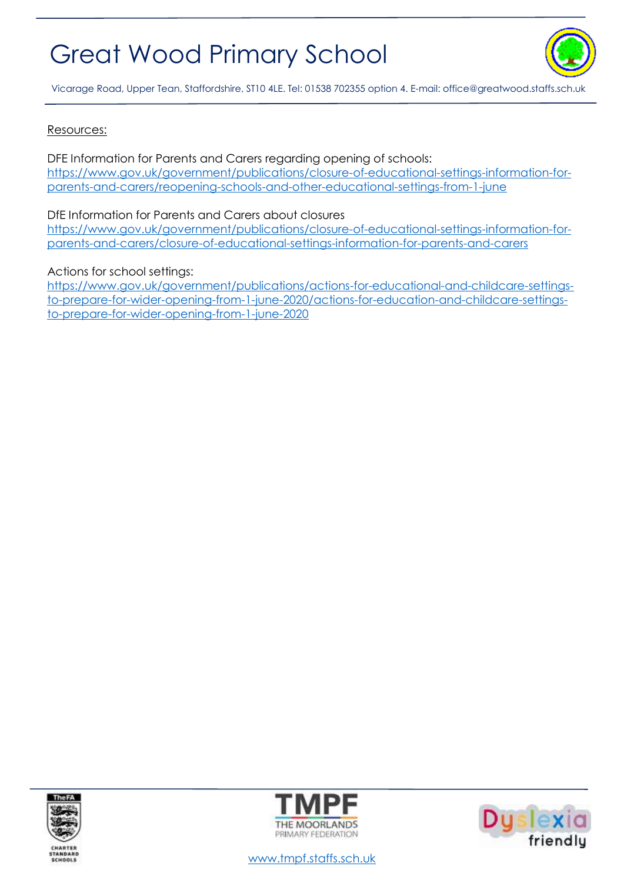Resources:

DFE Information for Parents and Carers regarding opening of schools:
https://www.gov.uk/government/publications/closure-of-educational-settings-information-for-parents-and-carers/reopening-schools-and-other-educational-settings-from-1-june

DfE Information for Parents and Carers about closures
https://www.gov.uk/government/publications/closure-of-educational-settings-information-for-parents-and-carers/closure-of-educational-settings-information-for-parents-and-carers

Actions for school settings:
https://www.gov.uk/government/publications/actions-for-educational-and-childcare-settings-to-prepare-for-wider-opening-from-1-june-2020/actions-for-education-and-childcare-settings-to-prepare-for-wider-opening-from-1-june-2020